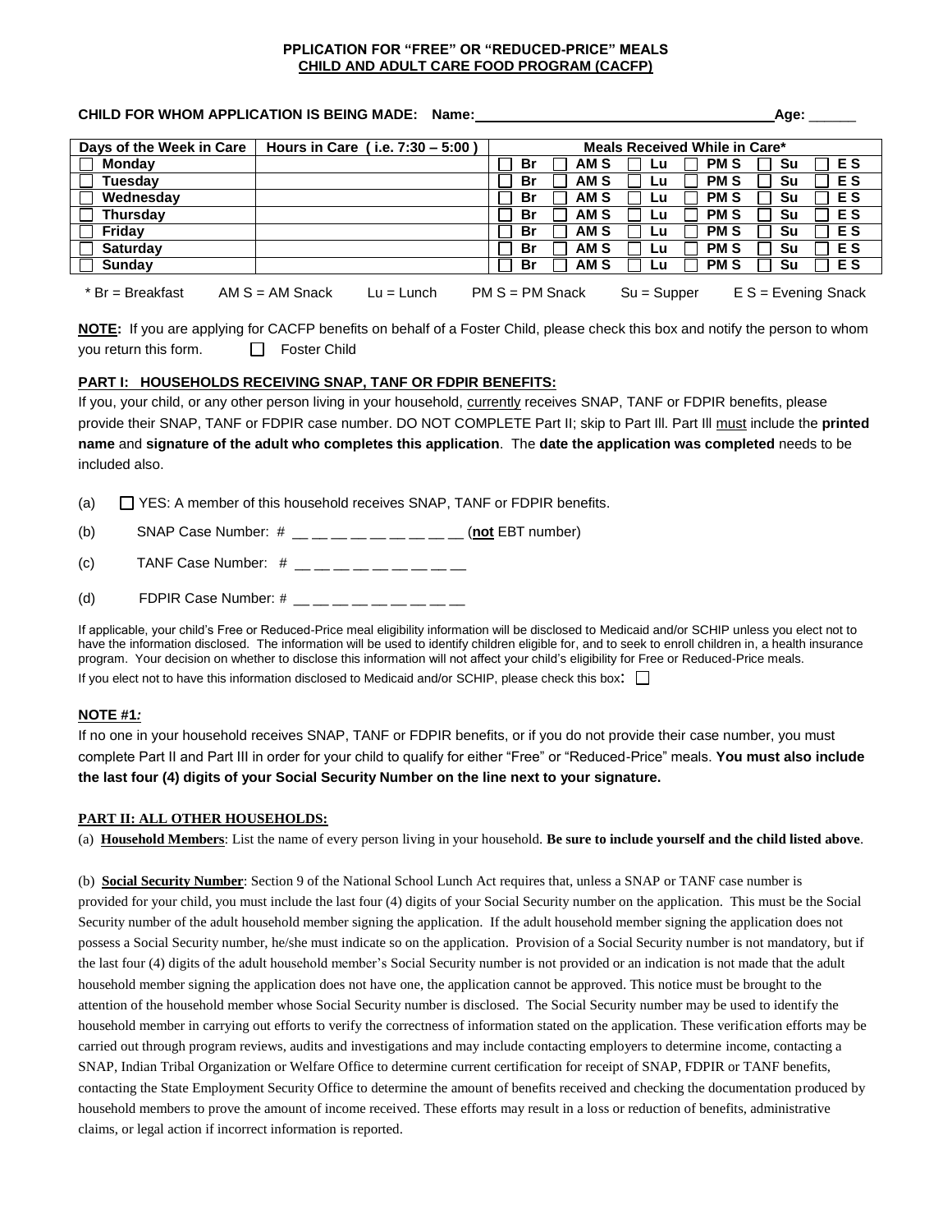**PPLICATION FOR "FREE" OR "REDUCED-PRICE" MEALS**
**CHILD AND ADULT CARE FOOD PROGRAM (CACFP)**

**CHILD FOR WHOM APPLICATION IS BEING MADE: Name:**\_\_\_\_\_\_\_\_\_\_\_\_\_\_\_\_\_\_\_\_\_\_\_\_\_\_\_\_\_\_\_\_\_\_\_\_**Age:** \_\_\_\_\_\_

| Days of the Week in Care | Hours in Care ( i.e. 7:30 – 5:00 ) | Meals Received While in Care* |
|---|---|---|
| ☐ Monday | | ☐ Br ☐ AM S ☐ Lu ☐ PM S ☐ Su ☐ E S |
| ☐ Tuesday | | ☐ Br ☐ AM S ☐ Lu ☐ PM S ☐ Su ☐ E S |
| ☐ Wednesday | | ☐ Br ☐ AM S ☐ Lu ☐ PM S ☐ Su ☐ E S |
| ☐ Thursday | | ☐ Br ☐ AM S ☐ Lu ☐ PM S ☐ Su ☐ E S |
| ☐ Friday | | ☐ Br ☐ AM S ☐ Lu ☐ PM S ☐ Su ☐ E S |
| ☐ Saturday | | ☐ Br ☐ AM S ☐ Lu ☐ PM S ☐ Su ☐ E S |
| ☐ Sunday | | ☐ Br ☐ AM S ☐ Lu ☐ PM S ☐ Su ☐ E S |

* Br = Breakfast   AM S = AM Snack   Lu = Lunch   PM S = PM Snack   Su = Supper   E S = Evening Snack

**NOTE:** If you are applying for CACFP benefits on behalf of a Foster Child, please check this box and notify the person to whom you return this form. ☐ Foster Child

**PART I: HOUSEHOLDS RECEIVING SNAP, TANF OR FDPIR BENEFITS:**

If you, your child, or any other person living in your household, currently receives SNAP, TANF or FDPIR benefits, please provide their SNAP, TANF or FDPIR case number. DO NOT COMPLETE Part II; skip to Part Ill. Part Ill must include the **printed name** and **signature of the adult who completes this application**. The **date the application was completed** needs to be included also.

(a) ☐ YES: A member of this household receives SNAP, TANF or FDPIR benefits.

(b) SNAP Case Number: # \_\_ \_\_ \_\_ \_\_ \_\_ \_\_ \_\_ \_\_ \_\_ (**not** EBT number)

(c) TANF Case Number: # \_\_ \_\_ \_\_ \_\_ \_\_ \_\_ \_\_ \_\_ \_\_

(d) FDPIR Case Number: # \_\_ \_\_ \_\_ \_\_ \_\_ \_\_ \_\_ \_\_ \_\_

If applicable, your child's Free or Reduced-Price meal eligibility information will be disclosed to Medicaid and/or SCHIP unless you elect not to have the information disclosed. The information will be used to identify children eligible for, and to seek to enroll children in, a health insurance program. Your decision on whether to disclose this information will not affect your child's eligibility for Free or Reduced-Price meals.
If you elect not to have this information disclosed to Medicaid and/or SCHIP, please check this box: ☐

**NOTE #1:**

If no one in your household receives SNAP, TANF or FDPIR benefits, or if you do not provide their case number, you must complete Part II and Part III in order for your child to qualify for either "Free" or "Reduced-Price" meals. **You must also include the last four (4) digits of your Social Security Number on the line next to your signature.**

**PART II: ALL OTHER HOUSEHOLDS:**

(a) **Household Members**: List the name of every person living in your household. **Be sure to include yourself and the child listed above**.

(b) **Social Security Number**: Section 9 of the National School Lunch Act requires that, unless a SNAP or TANF case number is provided for your child, you must include the last four (4) digits of your Social Security number on the application. This must be the Social Security number of the adult household member signing the application. If the adult household member signing the application does not possess a Social Security number, he/she must indicate so on the application. Provision of a Social Security number is not mandatory, but if the last four (4) digits of the adult household member's Social Security number is not provided or an indication is not made that the adult household member signing the application does not have one, the application cannot be approved. This notice must be brought to the attention of the household member whose Social Security number is disclosed. The Social Security number may be used to identify the household member in carrying out efforts to verify the correctness of information stated on the application. These verification efforts may be carried out through program reviews, audits and investigations and may include contacting employers to determine income, contacting a SNAP, Indian Tribal Organization or Welfare Office to determine current certification for receipt of SNAP, FDPIR or TANF benefits, contacting the State Employment Security Office to determine the amount of benefits received and checking the documentation produced by household members to prove the amount of income received. These efforts may result in a loss or reduction of benefits, administrative claims, or legal action if incorrect information is reported.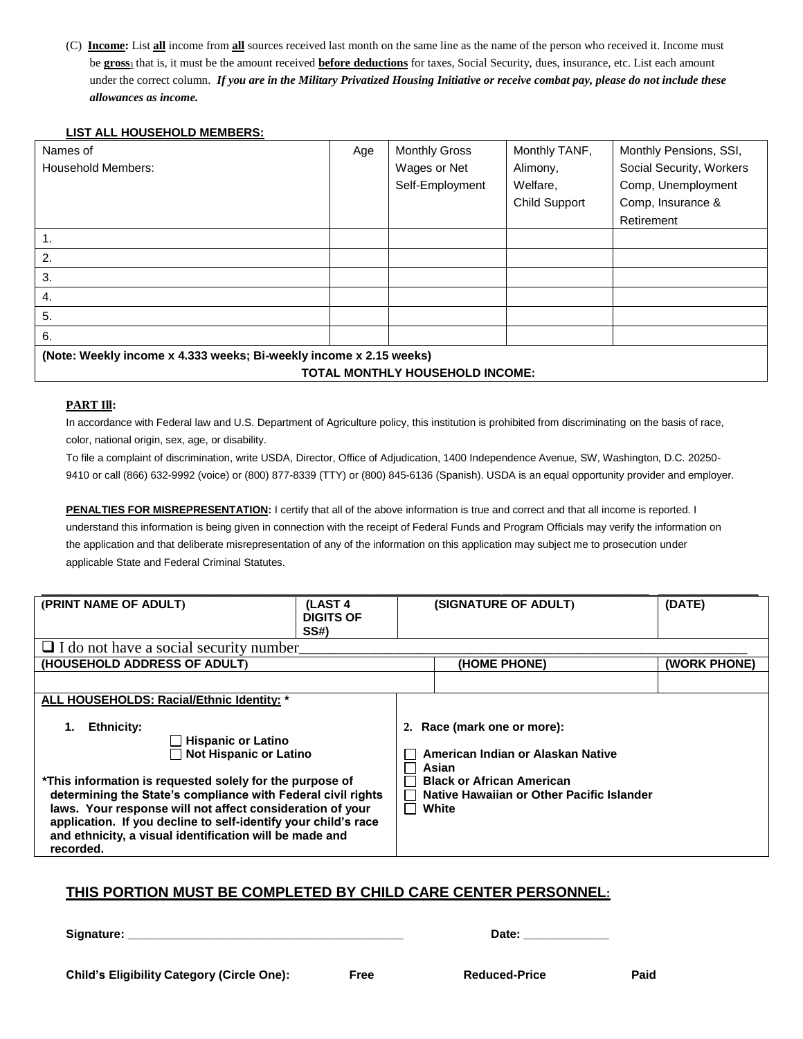(C) **Income:** List **all** income from **all** sources received last month on the same line as the name of the person who received it. Income must be **gross**[1] that is, it must be the amount received **before deductions** for taxes, Social Security, dues, insurance, etc. List each amount under the correct column. ***If you are in the Military Privatized Housing Initiative or receive combat pay, please do not include these allowances as income.***

**LIST ALL HOUSEHOLD MEMBERS:**

| Names of Household Members: | Age | Monthly Gross Wages or Net Self-Employment | Monthly TANF, Alimony, Welfare, Child Support | Monthly Pensions, SSI, Social Security, Workers Comp, Unemployment Comp, Insurance & Retirement |
|---|---|---|---|---|
| 1. | | | | |
| 2. | | | | |
| 3. | | | | |
| 4. | | | | |
| 5. | | | | |
| 6. | | | | |
| **(Note: Weekly income x 4.333 weeks; Bi-weekly income x 2.15 weeks)** | | | | |
| **TOTAL MONTHLY HOUSEHOLD INCOME:** | | | | |

**PART III:**

In accordance with Federal law and U.S. Department of Agriculture policy, this institution is prohibited from discriminating on the basis of race, color, national origin, sex, age, or disability.

To file a complaint of discrimination, write USDA, Director, Office of Adjudication, 1400 Independence Avenue, SW, Washington, D.C. 20250-9410 or call (866) 632-9992 (voice) or (800) 877-8339 (TTY) or (800) 845-6136 (Spanish). USDA is an equal opportunity provider and employer.

**PENALTIES FOR MISREPRESENTATION:** I certify that all of the above information is true and correct and that all income is reported. I understand this information is being given in connection with the receipt of Federal Funds and Program Officials may verify the information on the application and that deliberate misrepresentation of any of the information on this application may subject me to prosecution under applicable State and Federal Criminal Statutes.

| (PRINT NAME OF ADULT) | (LAST 4 DIGITS OF SS#) | (SIGNATURE OF ADULT) | (DATE) |
|---|---|---|---|
| ❑ I do not have a social security number | | | |
| (HOUSEHOLD ADDRESS OF ADULT) | | (HOME PHONE) | (WORK PHONE) |
| | | | |

**ALL HOUSEHOLDS: Racial/Ethnic Identity: ***

**1. Ethnicity:**

- ☐ **Hispanic or Latino**
- ☐ **Not Hispanic or Latino**

**2. Race (mark one or more):**

- ☐ **American Indian or Alaskan Native**
- ☐ **Asian**
- ☐ **Black or African American**
- ☐ **Native Hawaiian or Other Pacific Islander**
- ☐ **White**

***This information is requested solely for the purpose of determining the State's compliance with Federal civil rights laws. Your response will not affect consideration of your application. If you decline to self-identify your child's race and ethnicity, a visual identification will be made and recorded.**

## THIS PORTION MUST BE COMPLETED BY CHILD CARE CENTER PERSONNEL:

**Signature:** ________________________________________ **Date:** ____________

**Child's Eligibility Category (Circle One):** **Free** **Reduced-Price** **Paid**